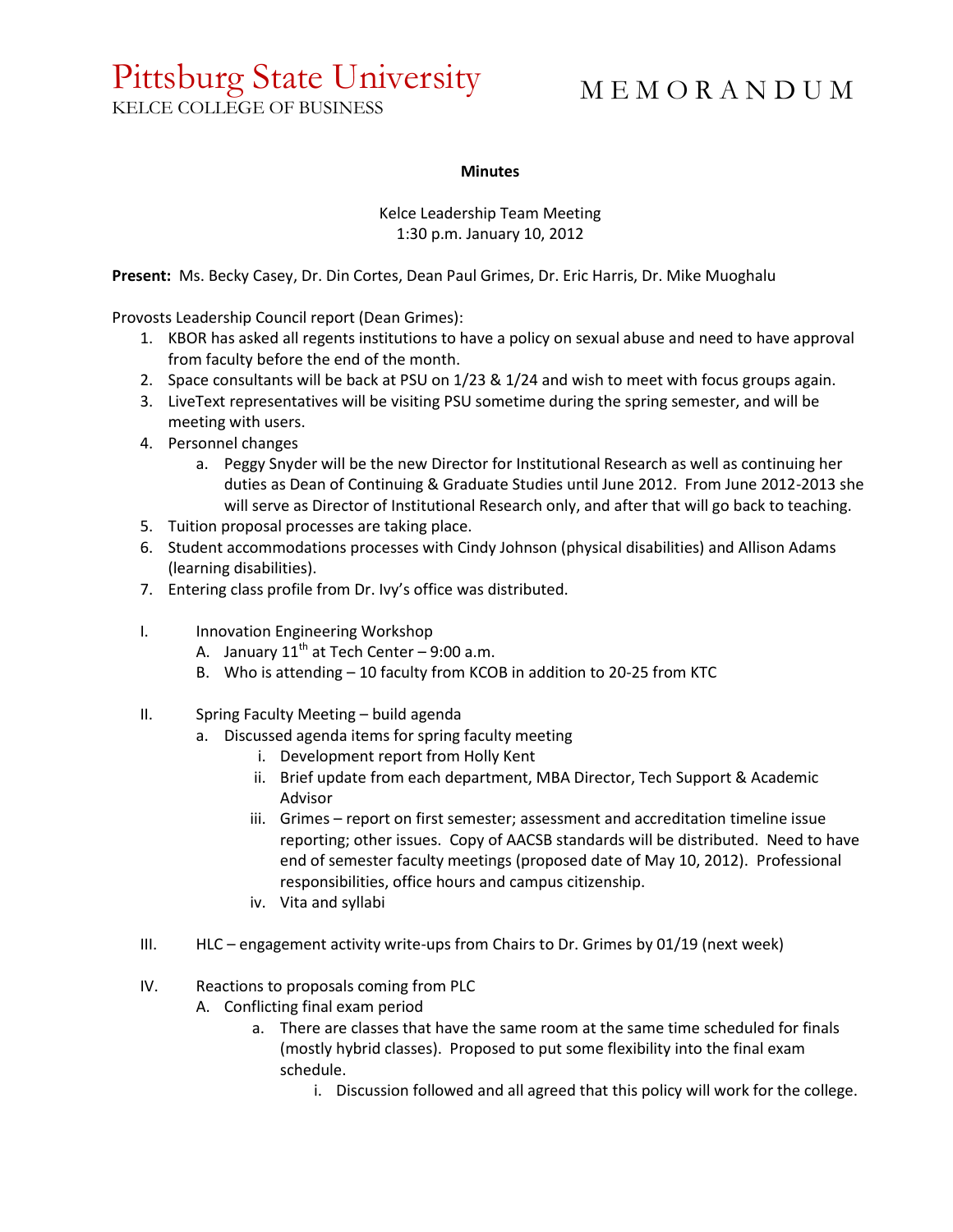# Pittsburg State University
KELCE COLLEGE OF BUSINESS

# MEMORANDUM

**Minutes**

Kelce Leadership Team Meeting
1:30 p.m. January 10, 2012

**Present:** Ms. Becky Casey, Dr. Din Cortes, Dean Paul Grimes, Dr. Eric Harris, Dr. Mike Muoghalu

Provosts Leadership Council report (Dean Grimes):

1. KBOR has asked all regents institutions to have a policy on sexual abuse and need to have approval from faculty before the end of the month.
2. Space consultants will be back at PSU on 1/23 & 1/24 and wish to meet with focus groups again.
3. LiveText representatives will be visiting PSU sometime during the spring semester, and will be meeting with users.
4. Personnel changes
   a. Peggy Snyder will be the new Director for Institutional Research as well as continuing her duties as Dean of Continuing & Graduate Studies until June 2012. From June 2012-2013 she will serve as Director of Institutional Research only, and after that will go back to teaching.
5. Tuition proposal processes are taking place.
6. Student accommodations processes with Cindy Johnson (physical disabilities) and Allison Adams (learning disabilities).
7. Entering class profile from Dr. Ivy's office was distributed.

I. Innovation Engineering Workshop
   A. January 11th at Tech Center – 9:00 a.m.
   B. Who is attending – 10 faculty from KCOB in addition to 20-25 from KTC

II. Spring Faculty Meeting – build agenda
   a. Discussed agenda items for spring faculty meeting
      i. Development report from Holly Kent
      ii. Brief update from each department, MBA Director, Tech Support & Academic Advisor
      iii. Grimes – report on first semester; assessment and accreditation timeline issue reporting; other issues. Copy of AACSB standards will be distributed. Need to have end of semester faculty meetings (proposed date of May 10, 2012). Professional responsibilities, office hours and campus citizenship.
      iv. Vita and syllabi

III. HLC – engagement activity write-ups from Chairs to Dr. Grimes by 01/19 (next week)

IV. Reactions to proposals coming from PLC
   A. Conflicting final exam period
      a. There are classes that have the same room at the same time scheduled for finals (mostly hybrid classes). Proposed to put some flexibility into the final exam schedule.
         i. Discussion followed and all agreed that this policy will work for the college.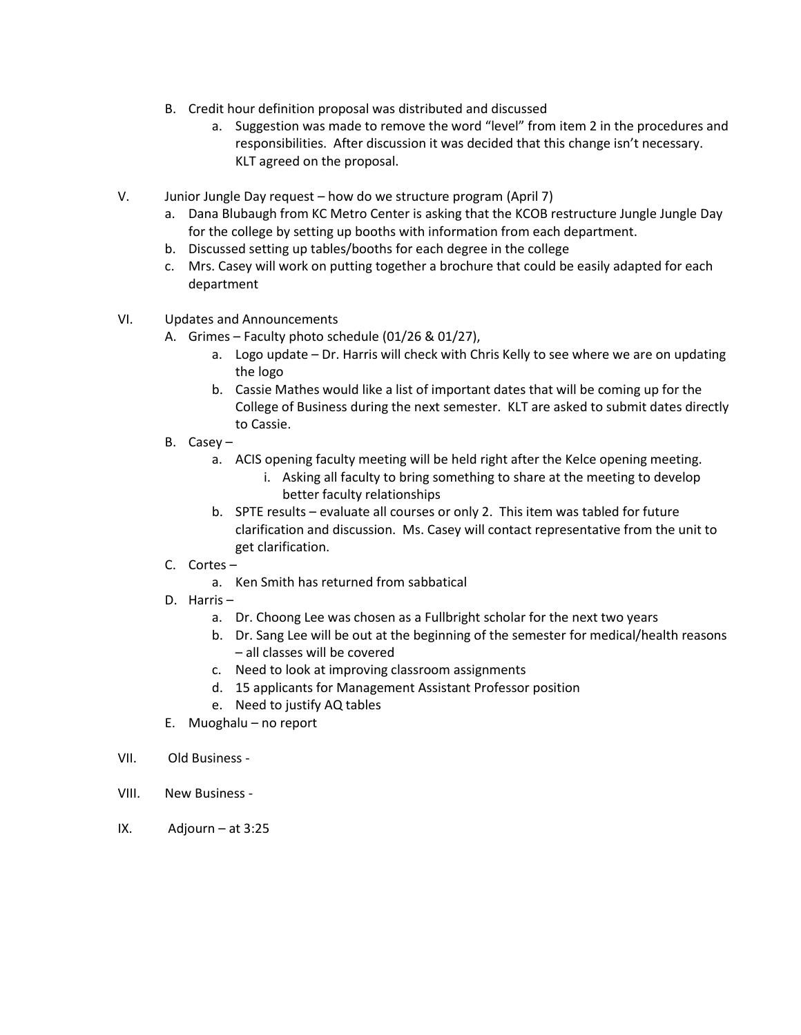B. Credit hour definition proposal was distributed and discussed
   a. Suggestion was made to remove the word "level" from item 2 in the procedures and responsibilities. After discussion it was decided that this change isn't necessary. KLT agreed on the proposal.

V. Junior Jungle Day request – how do we structure program (April 7)
   a. Dana Blubaugh from KC Metro Center is asking that the KCOB restructure Jungle Jungle Day for the college by setting up booths with information from each department.
   b. Discussed setting up tables/booths for each degree in the college
   c. Mrs. Casey will work on putting together a brochure that could be easily adapted for each department

VI. Updates and Announcements
   A. Grimes – Faculty photo schedule (01/26 & 01/27),
      a. Logo update – Dr. Harris will check with Chris Kelly to see where we are on updating the logo
      b. Cassie Mathes would like a list of important dates that will be coming up for the College of Business during the next semester. KLT are asked to submit dates directly to Cassie.
   B. Casey –
      a. ACIS opening faculty meeting will be held right after the Kelce opening meeting.
         i. Asking all faculty to bring something to share at the meeting to develop better faculty relationships
      b. SPTE results – evaluate all courses or only 2. This item was tabled for future clarification and discussion. Ms. Casey will contact representative from the unit to get clarification.
   C. Cortes –
      a. Ken Smith has returned from sabbatical
   D. Harris –
      a. Dr. Choong Lee was chosen as a Fullbright scholar for the next two years
      b. Dr. Sang Lee will be out at the beginning of the semester for medical/health reasons – all classes will be covered
      c. Need to look at improving classroom assignments
      d. 15 applicants for Management Assistant Professor position
      e. Need to justify AQ tables
   E. Muoghalu – no report

VII. Old Business -

VIII. New Business -

IX. Adjourn – at 3:25